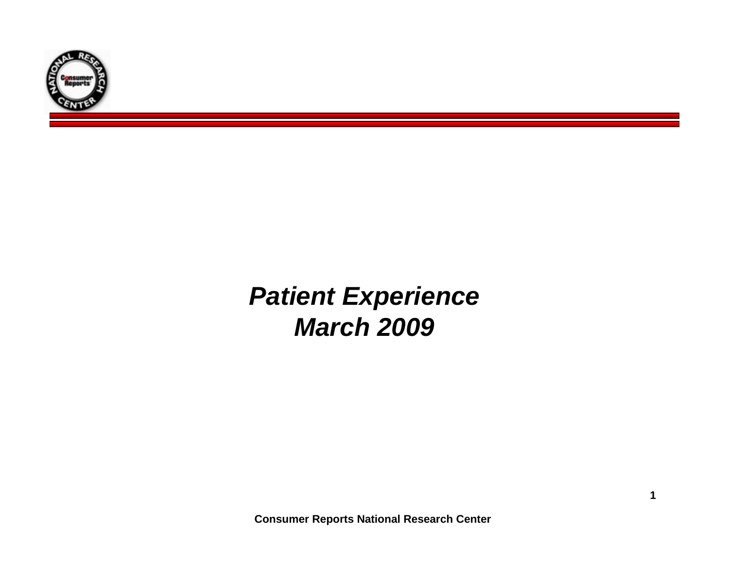# *Patient Experience*
# *March 2009*

**Consumer Reports National Research Center**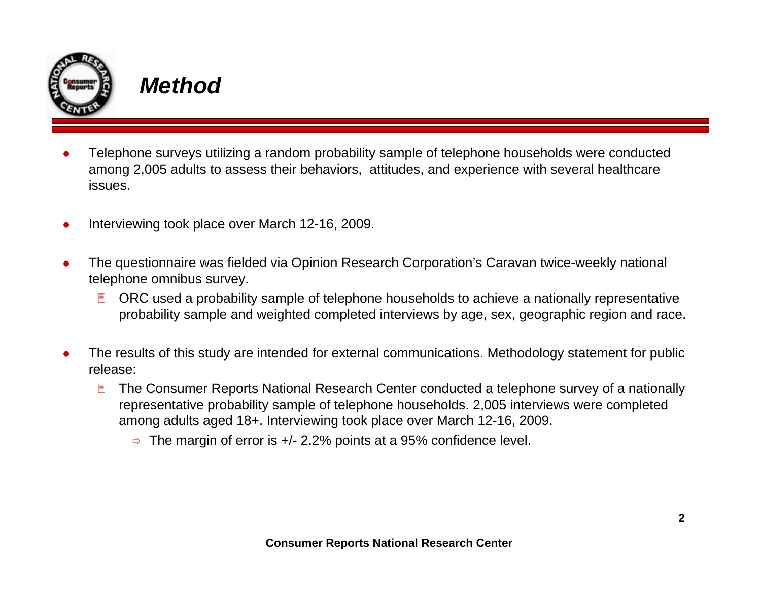# *Method*

- Telephone surveys utilizing a random probability sample of telephone households were conducted among 2,005 adults to assess their behaviors, attitudes, and experience with several healthcare issues.

- Interviewing took place over March 12-16, 2009.

- The questionnaire was fielded via Opinion Research Corporation's Caravan twice-weekly national telephone omnibus survey.
  - ORC used a probability sample of telephone households to achieve a nationally representative probability sample and weighted completed interviews by age, sex, geographic region and race.

- The results of this study are intended for external communications. Methodology statement for public release:
  - The Consumer Reports National Research Center conducted a telephone survey of a nationally representative probability sample of telephone households. 2,005 interviews were completed among adults aged 18+. Interviewing took place over March 12-16, 2009.
    - The margin of error is +/- 2.2% points at a 95% confidence level.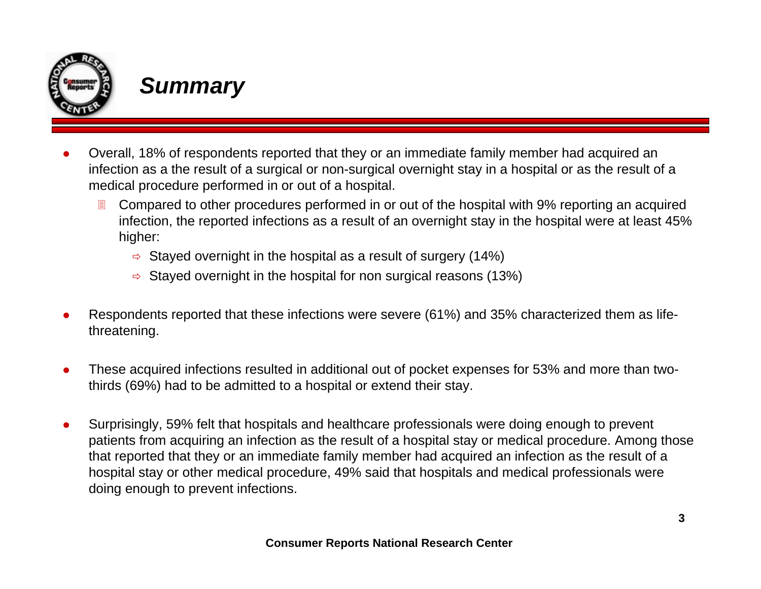# *Summary*

- Overall, 18% of respondents reported that they or an immediate family member had acquired an infection as a the result of a surgical or non-surgical overnight stay in a hospital or as the result of a medical procedure performed in or out of a hospital.
  - Compared to other procedures performed in or out of the hospital with 9% reporting an acquired infection, the reported infections as a result of an overnight stay in the hospital were at least 45% higher:
    - Stayed overnight in the hospital as a result of surgery (14%)
    - Stayed overnight in the hospital for non surgical reasons (13%)

- Respondents reported that these infections were severe (61%) and 35% characterized them as life-threatening.

- These acquired infections resulted in additional out of pocket expenses for 53% and more than two-thirds (69%) had to be admitted to a hospital or extend their stay.

- Surprisingly, 59% felt that hospitals and healthcare professionals were doing enough to prevent patients from acquiring an infection as the result of a hospital stay or medical procedure. Among those that reported that they or an immediate family member had acquired an infection as the result of a hospital stay or other medical procedure, 49% said that hospitals and medical professionals were doing enough to prevent infections.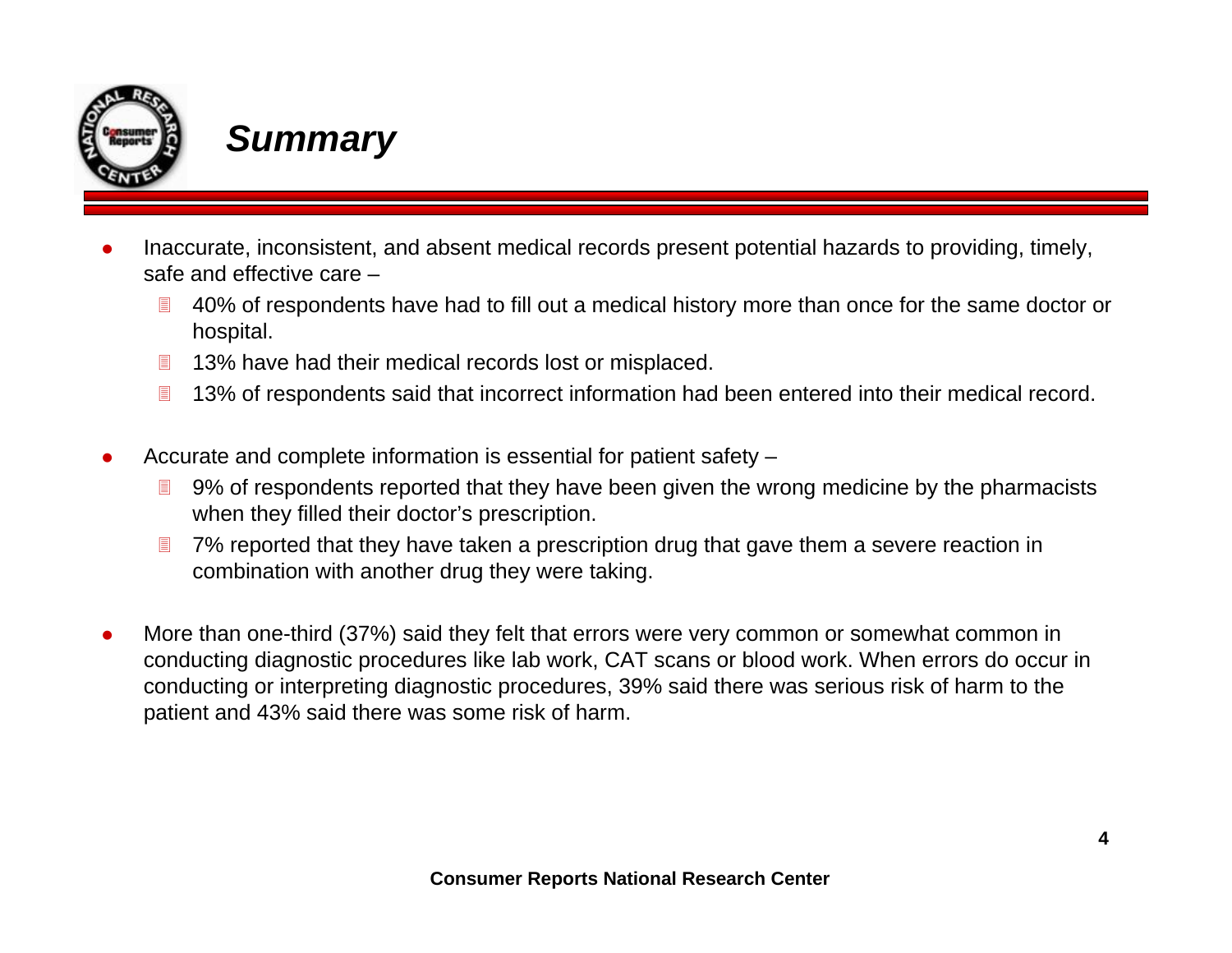# *Summary*

- Inaccurate, inconsistent, and absent medical records present potential hazards to providing, timely, safe and effective care –
  - 40% of respondents have had to fill out a medical history more than once for the same doctor or hospital.
  - 13% have had their medical records lost or misplaced.
  - 13% of respondents said that incorrect information had been entered into their medical record.

- Accurate and complete information is essential for patient safety –
  - 9% of respondents reported that they have been given the wrong medicine by the pharmacists when they filled their doctor's prescription.
  - 7% reported that they have taken a prescription drug that gave them a severe reaction in combination with another drug they were taking.

- More than one-third (37%) said they felt that errors were very common or somewhat common in conducting diagnostic procedures like lab work, CAT scans or blood work. When errors do occur in conducting or interpreting diagnostic procedures, 39% said there was serious risk of harm to the patient and 43% said there was some risk of harm.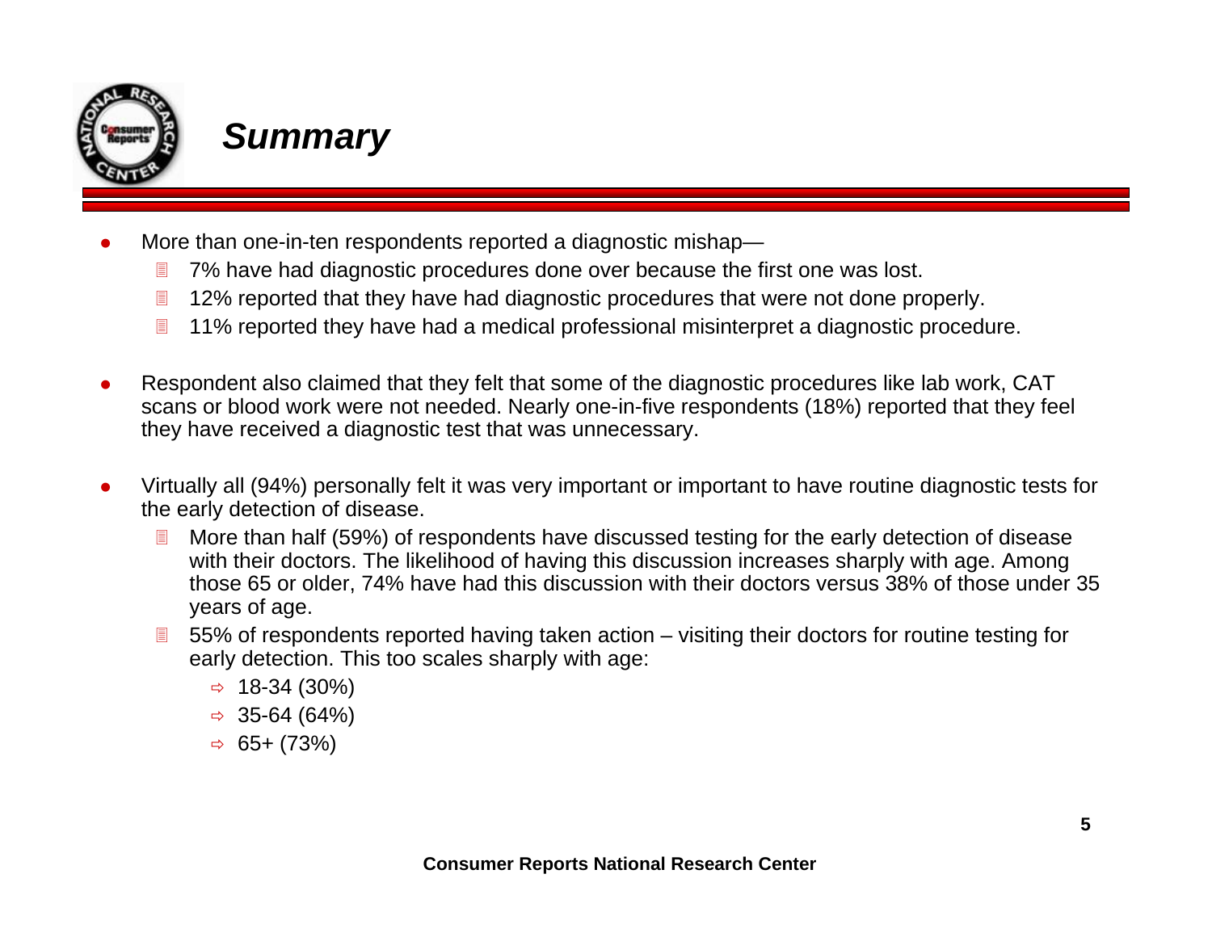# Summary

- More than one-in-ten respondents reported a diagnostic mishap—
  - 7% have had diagnostic procedures done over because the first one was lost.
  - 12% reported that they have had diagnostic procedures that were not done properly.
  - 11% reported they have had a medical professional misinterpret a diagnostic procedure.

- Respondent also claimed that they felt that some of the diagnostic procedures like lab work, CAT scans or blood work were not needed. Nearly one-in-five respondents (18%) reported that they feel they have received a diagnostic test that was unnecessary.

- Virtually all (94%) personally felt it was very important or important to have routine diagnostic tests for the early detection of disease.
  - More than half (59%) of respondents have discussed testing for the early detection of disease with their doctors. The likelihood of having this discussion increases sharply with age. Among those 65 or older, 74% have had this discussion with their doctors versus 38% of those under 35 years of age.
  - 55% of respondents reported having taken action – visiting their doctors for routine testing for early detection. This too scales sharply with age:
    - 18-34 (30%)
    - 35-64 (64%)
    - 65+ (73%)

**Consumer Reports National Research Center**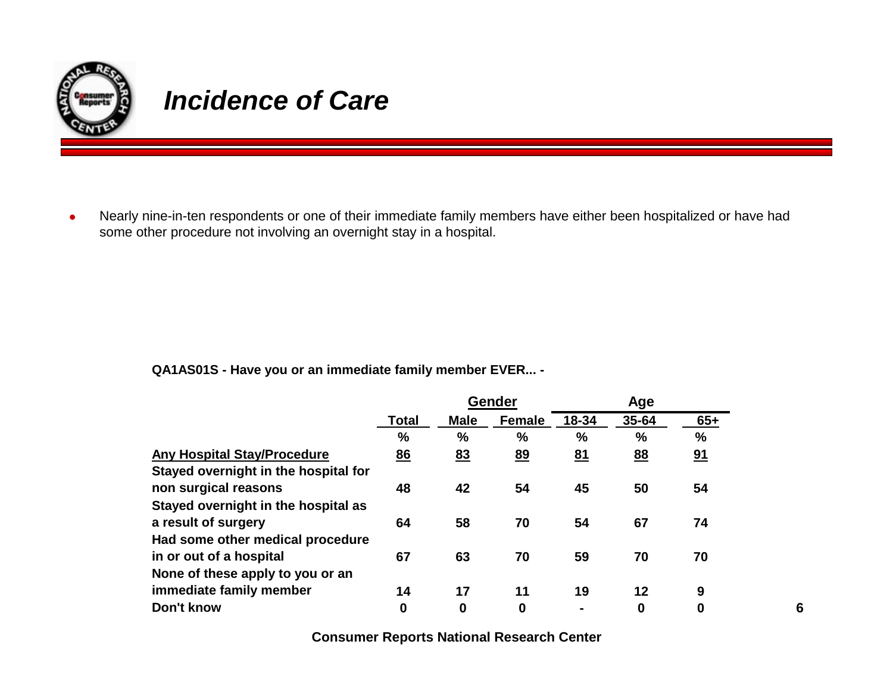# *Incidence of Care*

- Nearly nine-in-ten respondents or one of their immediate family members have either been hospitalized or have had some other procedure not involving an overnight stay in a hospital.

**QA1AS01S - Have you or an immediate family member EVER... -**

| | | Gender | | Age | | |
|---|---|---|---|---|---|---|
| | **Total** | **Male** | **Female** | **18-34** | **35-64** | **65+** |
| | **%** | **%** | **%** | **%** | **%** | **%** |
| **Any Hospital Stay/Procedure** | **86** | **83** | **89** | **81** | **88** | **91** |
| **Stayed overnight in the hospital for non surgical reasons** | **48** | **42** | **54** | **45** | **50** | **54** |
| **Stayed overnight in the hospital as a result of surgery** | **64** | **58** | **70** | **54** | **67** | **74** |
| **Had some other medical procedure in or out of a hospital** | **67** | **63** | **70** | **59** | **70** | **70** |
| **None of these apply to you or an immediate family member** | **14** | **17** | **11** | **19** | **12** | **9** |
| **Don't know** | **0** | **0** | **0** | **-** | **0** | **0** |

**Consumer Reports National Research Center**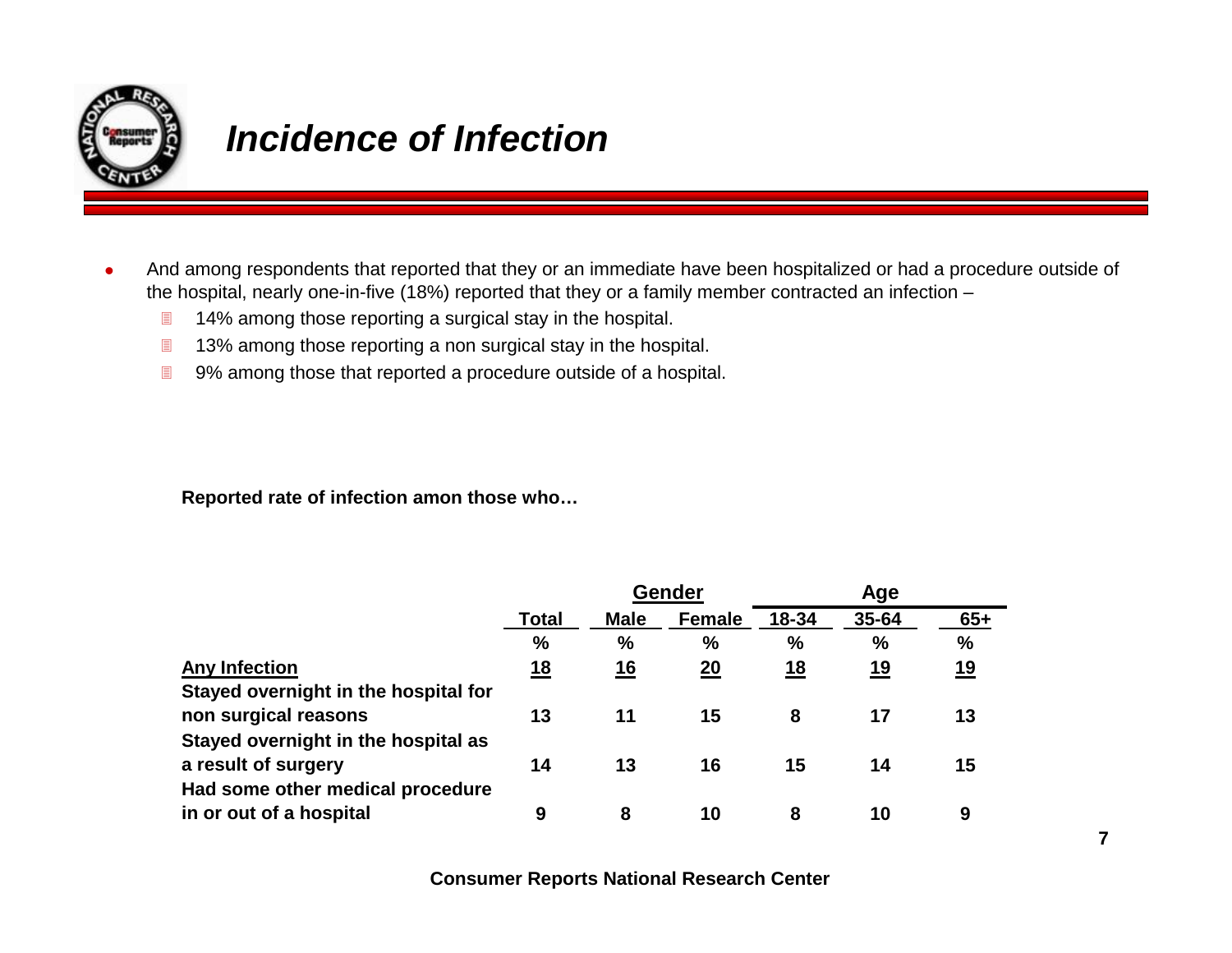# *Incidence of Infection*

- And among respondents that reported that they or an immediate have been hospitalized or had a procedure outside of the hospital, nearly one-in-five (18%) reported that they or a family member contracted an infection –
  - 14% among those reporting a surgical stay in the hospital.
  - 13% among those reporting a non surgical stay in the hospital.
  - 9% among those that reported a procedure outside of a hospital.

**Reported rate of infection amon those who…**

| | | Gender | | Age | | |
|---|---|---|---|---|---|---|
| | **Total** | **Male** | **Female** | **18-34** | **35-64** | **65+** |
| | **%** | **%** | **%** | **%** | **%** | **%** |
| **Any Infection** | **18** | **16** | **20** | **18** | **19** | **19** |
| **Stayed overnight in the hospital for non surgical reasons** | **13** | **11** | **15** | **8** | **17** | **13** |
| **Stayed overnight in the hospital as a result of surgery** | **14** | **13** | **16** | **15** | **14** | **15** |
| **Had some other medical procedure in or out of a hospital** | **9** | **8** | **10** | **8** | **10** | **9** |

**Consumer Reports National Research Center**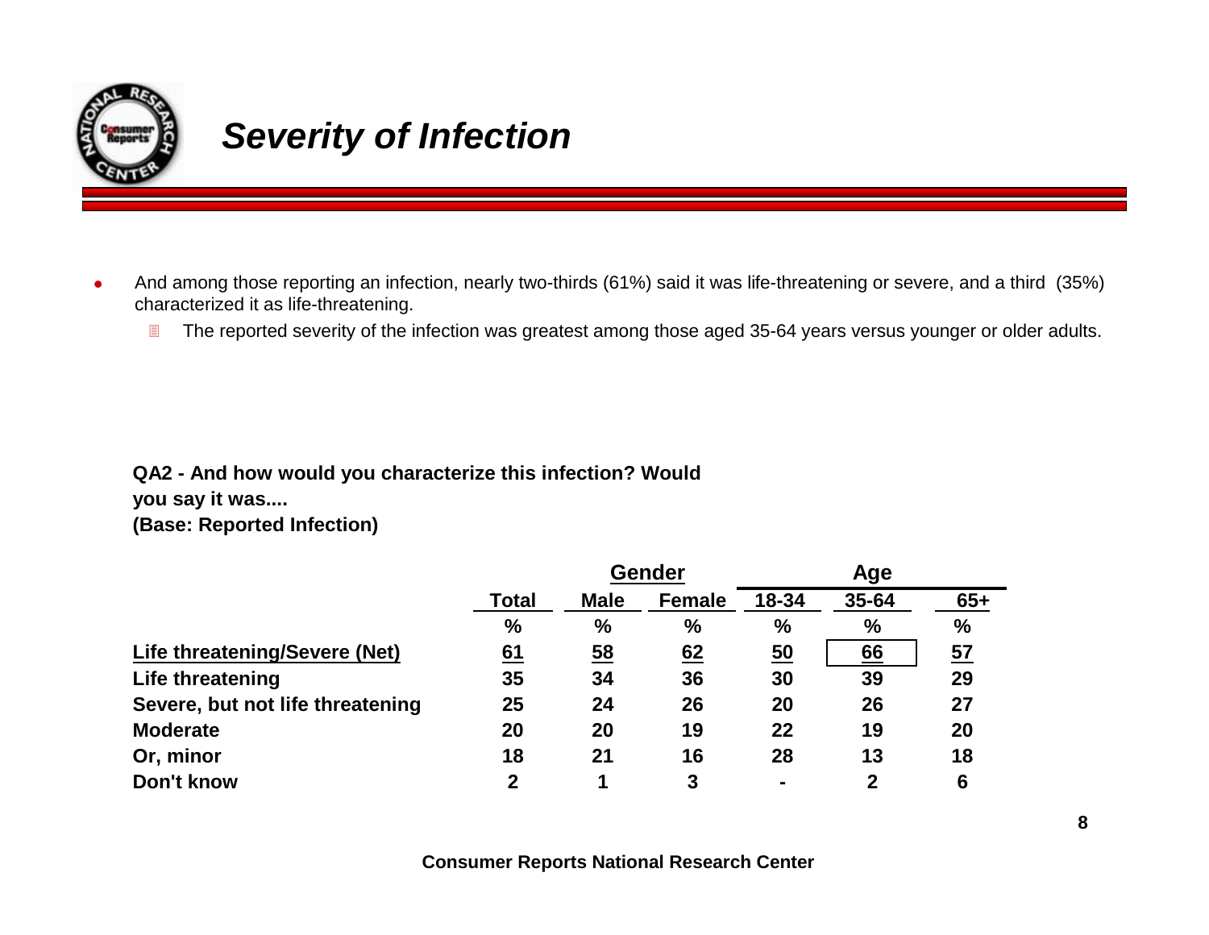# Severity of Infection

- And among those reporting an infection, nearly two-thirds (61%) said it was life-threatening or severe, and a third (35%) characterized it as life-threatening.
  - The reported severity of the infection was greatest among those aged 35-64 years versus younger or older adults.

**QA2 - And how would you characterize this infection? Would you say it was....**
**(Base: Reported Infection)**

| | | Gender | | Age | | |
|---|---|---|---|---|---|---|
| | **Total** | **Male** | **Female** | **18-34** | **35-64** | **65+** |
| | **%** | **%** | **%** | **%** | **%** | **%** |
| **Life threatening/Severe (Net)** | **61** | **58** | **62** | **50** | **66** | **57** |
| **Life threatening** | **35** | **34** | **36** | **30** | **39** | **29** |
| **Severe, but not life threatening** | **25** | **24** | **26** | **20** | **26** | **27** |
| **Moderate** | **20** | **20** | **19** | **22** | **19** | **20** |
| **Or, minor** | **18** | **21** | **16** | **28** | **13** | **18** |
| **Don't know** | **2** | **1** | **3** | **-** | **2** | **6** |

**Consumer Reports National Research Center**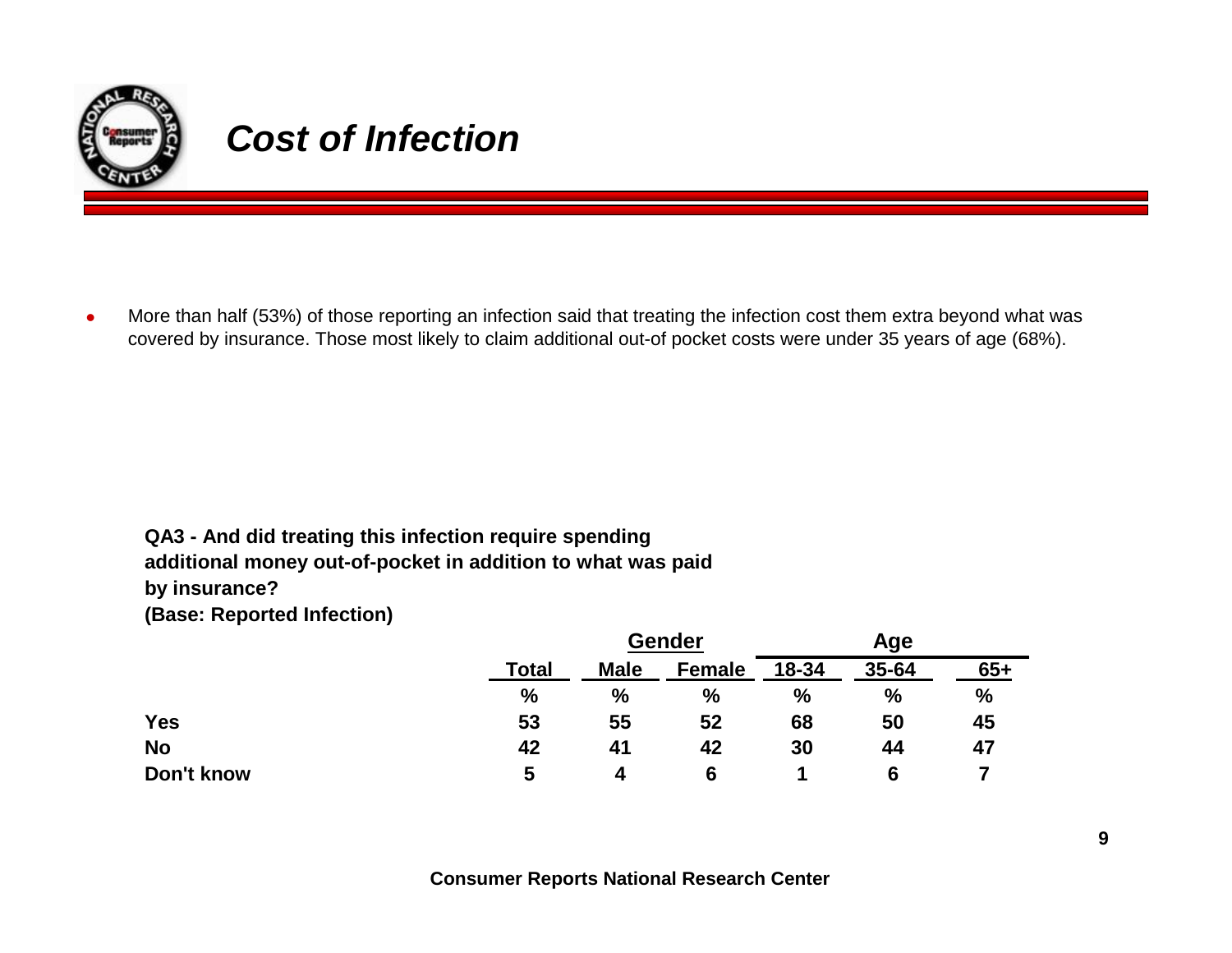# *Cost of Infection*

- More than half (53%) of those reporting an infection said that treating the infection cost them extra beyond what was covered by insurance. Those most likely to claim additional out-of pocket costs were under 35 years of age (68%).

**QA3 - And did treating this infection require spending additional money out-of-pocket in addition to what was paid by insurance?**
**(Base: Reported Infection)**

| | | Gender | | Age | | |
|---|---|---|---|---|---|---|
| | **Total** | **Male** | **Female** | **18-34** | **35-64** | **65+** |
| | **%** | **%** | **%** | **%** | **%** | **%** |
| **Yes** | **53** | **55** | **52** | **68** | **50** | **45** |
| **No** | **42** | **41** | **42** | **30** | **44** | **47** |
| **Don't know** | **5** | **4** | **6** | **1** | **6** | **7** |

**Consumer Reports National Research Center**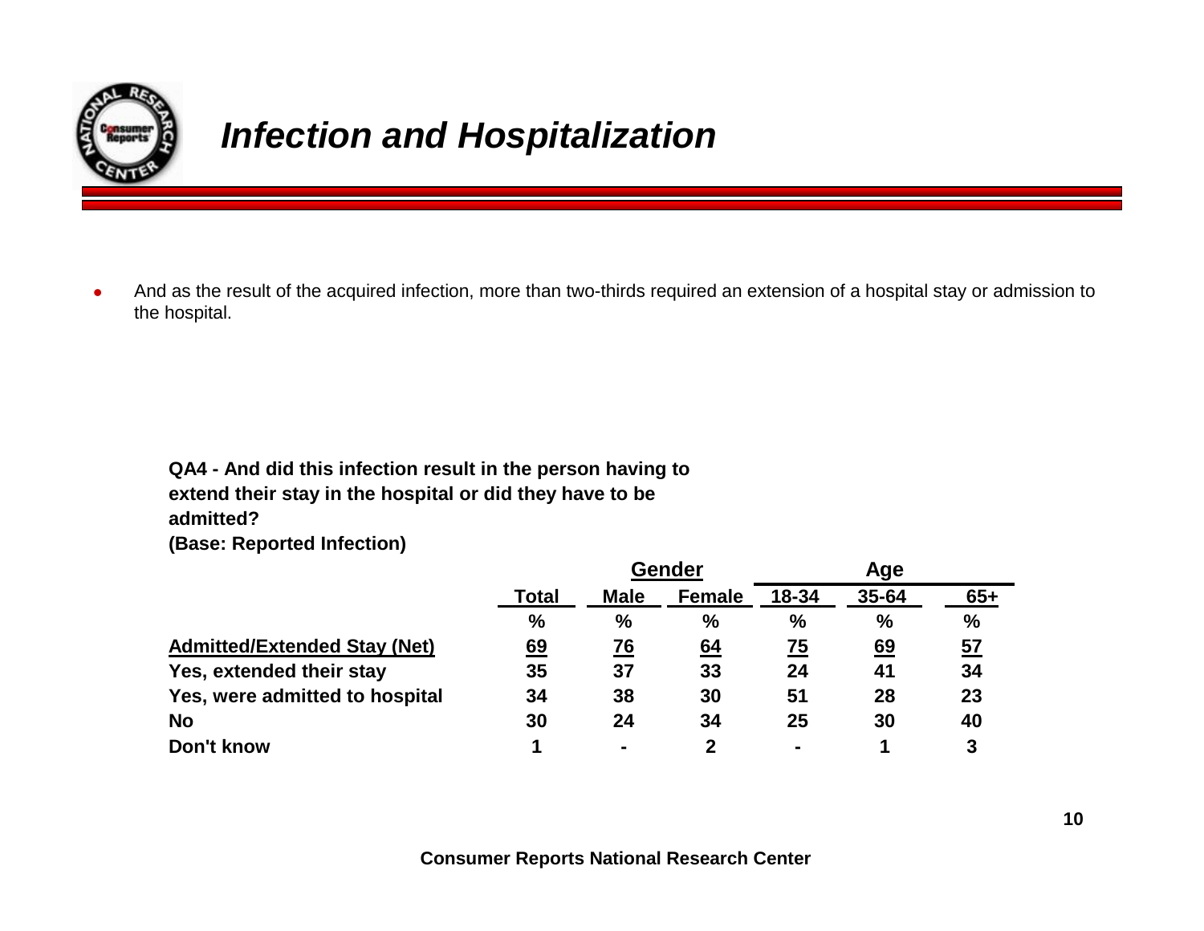# *Infection and Hospitalization*

- And as the result of the acquired infection, more than two-thirds required an extension of a hospital stay or admission to the hospital.

**QA4 - And did this infection result in the person having to extend their stay in the hospital or did they have to be admitted?**
**(Base: Reported Infection)**

| | | Gender | | Age | | |
|---|---|---|---|---|---|---|
| | **Total** | **Male** | **Female** | **18-34** | **35-64** | **65+** |
| | **%** | **%** | **%** | **%** | **%** | **%** |
| **Admitted/Extended Stay (Net)** | **69** | **76** | **64** | **75** | **69** | **57** |
| **Yes, extended their stay** | **35** | **37** | **33** | **24** | **41** | **34** |
| **Yes, were admitted to hospital** | **34** | **38** | **30** | **51** | **28** | **23** |
| **No** | **30** | **24** | **34** | **25** | **30** | **40** |
| **Don't know** | **1** | **-** | **2** | **-** | **1** | **3** |

**Consumer Reports National Research Center**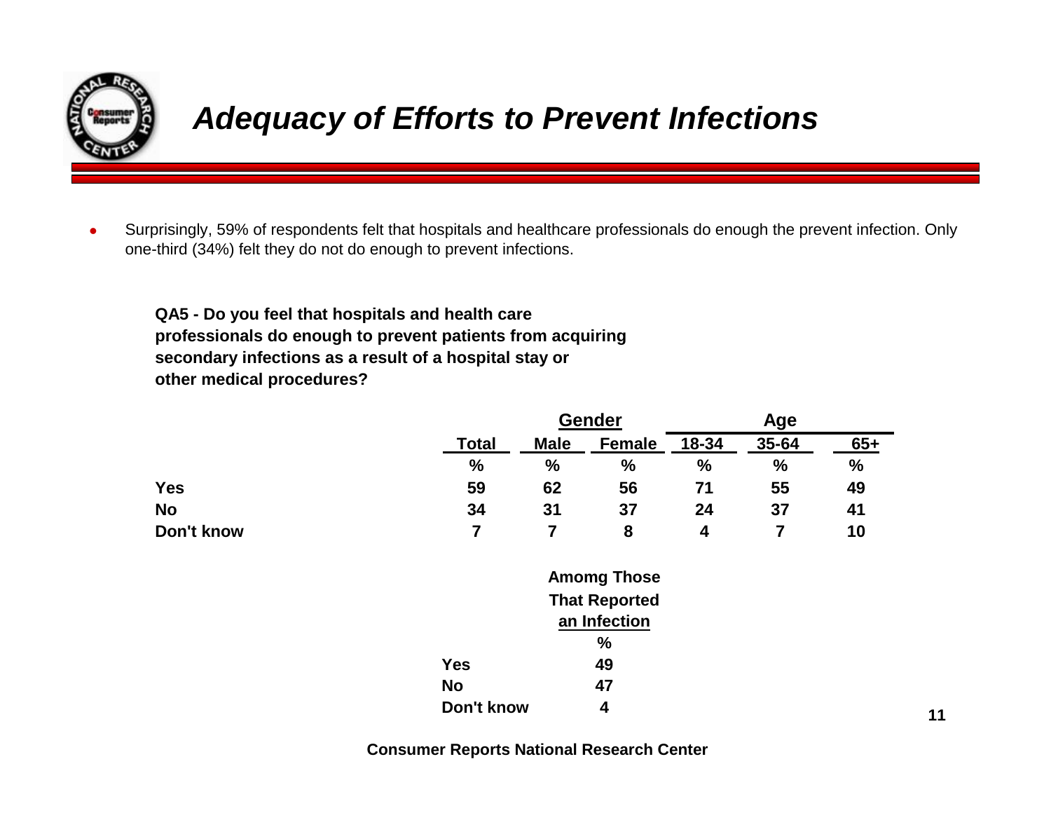# *Adequacy of Efforts to Prevent Infections*

- Surprisingly, 59% of respondents felt that hospitals and healthcare professionals do enough the prevent infection. Only one-third (34%) felt they do not do enough to prevent infections.

**QA5 - Do you feel that hospitals and health care professionals do enough to prevent patients from acquiring secondary infections as a result of a hospital stay or other medical procedures?**

| | | Gender | | Age | | |
|---|---|---|---|---|---|---|
| | Total | Male | Female | 18-34 | 35-64 | 65+ |
| | % | % | % | % | % | % |
| **Yes** | 59 | 62 | 56 | 71 | 55 | 49 |
| **No** | 34 | 31 | 37 | 24 | 37 | 41 |
| **Don't know** | 7 | 7 | 8 | 4 | 7 | 10 |

| | Amomg Those That Reported an Infection |
|---|---|
| | % |
| **Yes** | 49 |
| **No** | 47 |
| **Don't know** | 4 |

**Consumer Reports National Research Center**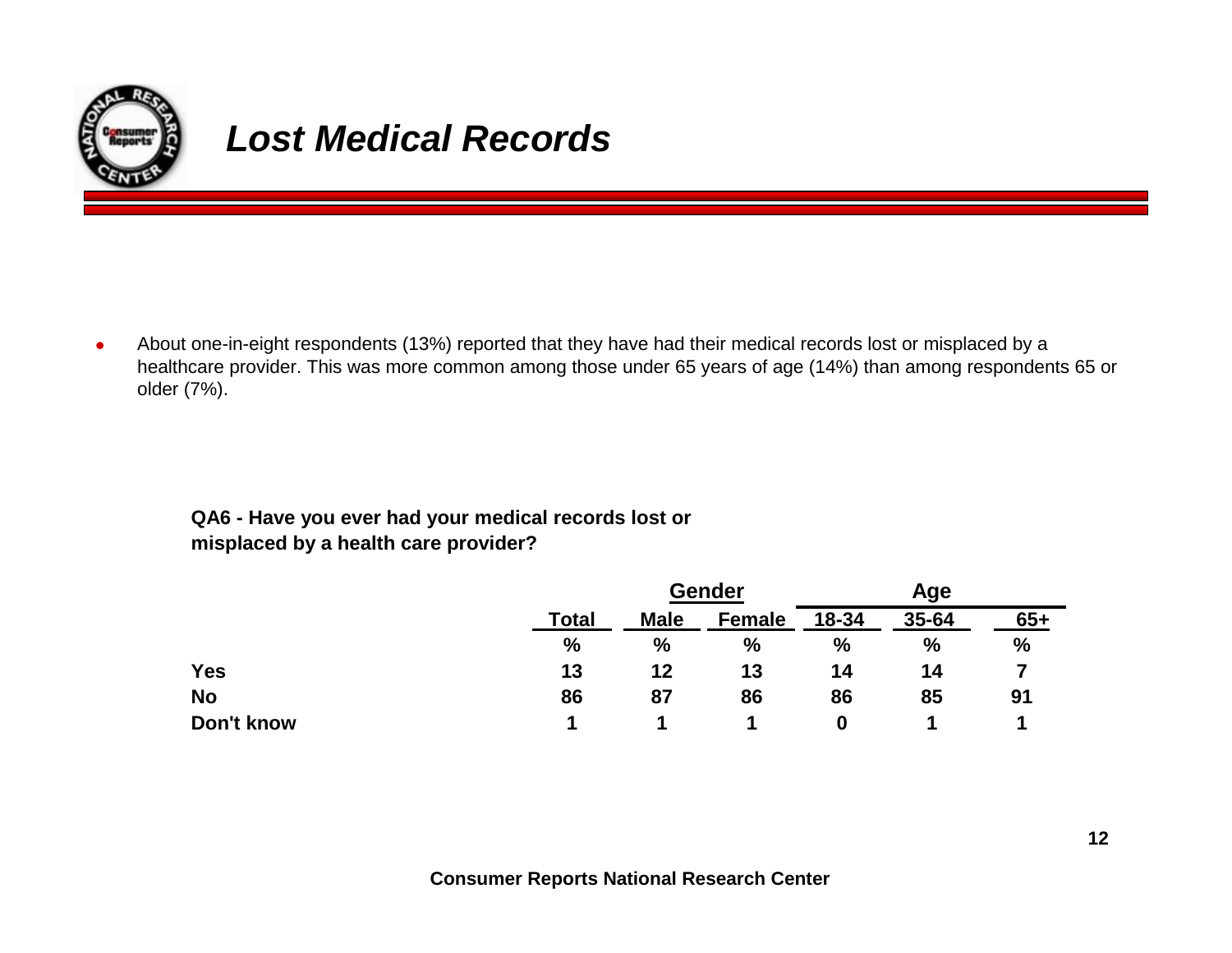# *Lost Medical Records*

- About one-in-eight respondents (13%) reported that they have had their medical records lost or misplaced by a healthcare provider. This was more common among those under 65 years of age (14%) than among respondents 65 or older (7%).

**QA6 - Have you ever had your medical records lost or misplaced by a health care provider?**

| | | Gender | | Age | | |
|---|---|---|---|---|---|---|
| | **Total** | **Male** | **Female** | **18-34** | **35-64** | **65+** |
| | **%** | **%** | **%** | **%** | **%** | **%** |
| **Yes** | **13** | **12** | **13** | **14** | **14** | **7** |
| **No** | **86** | **87** | **86** | **86** | **85** | **91** |
| **Don't know** | **1** | **1** | **1** | **0** | **1** | **1** |

**Consumer Reports National Research Center**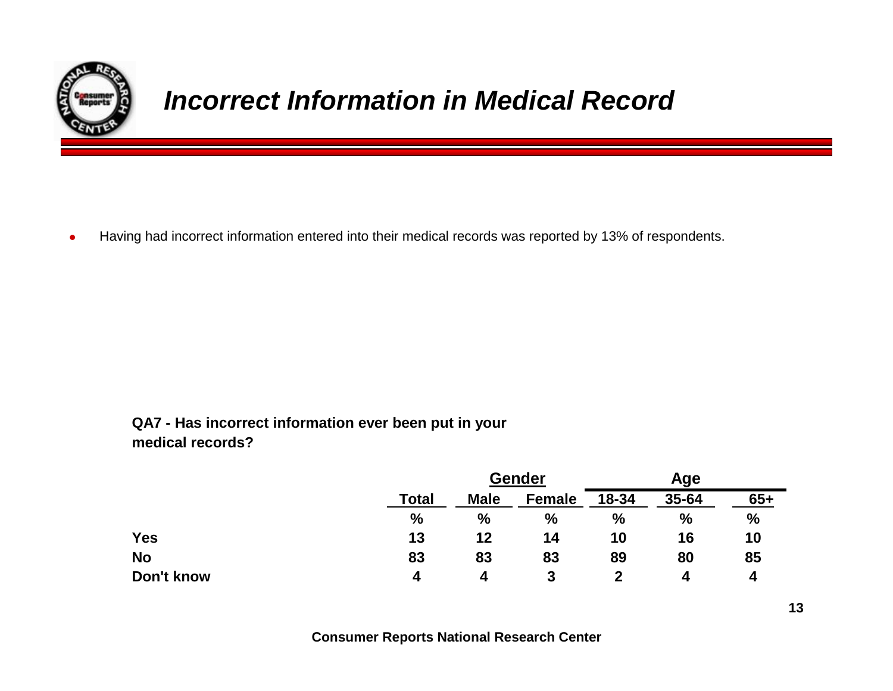# *Incorrect Information in Medical Record*

- Having had incorrect information entered into their medical records was reported by 13% of respondents.

**QA7 - Has incorrect information ever been put in your medical records?**

| | | Gender | | Age | | |
|---|---|---|---|---|---|---|
| | **Total** | **Male** | **Female** | **18-34** | **35-64** | **65+** |
| | **%** | **%** | **%** | **%** | **%** | **%** |
| **Yes** | **13** | **12** | **14** | **10** | **16** | **10** |
| **No** | **83** | **83** | **83** | **89** | **80** | **85** |
| **Don't know** | **4** | **4** | **3** | **2** | **4** | **4** |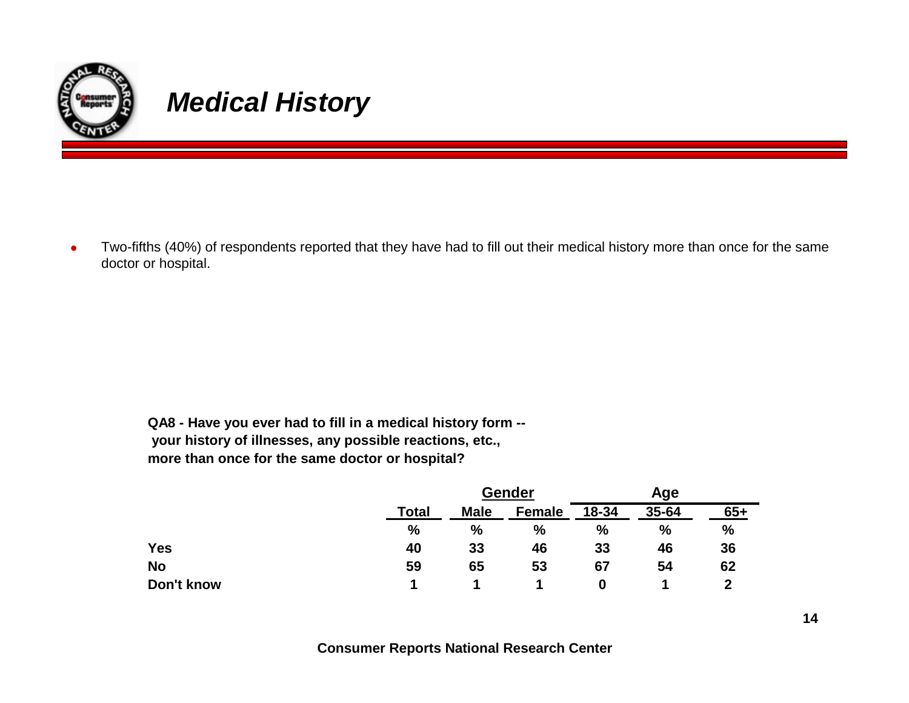# *Medical History*

- Two-fifths (40%) of respondents reported that they have had to fill out their medical history more than once for the same doctor or hospital.

**QA8 - Have you ever had to fill in a medical history form -- your history of illnesses, any possible reactions, etc., more than once for the same doctor or hospital?**

| | | Gender | | Age | | |
|---|---|---|---|---|---|---|
| | **Total** | **Male** | **Female** | **18-34** | **35-64** | **65+** |
| | **%** | **%** | **%** | **%** | **%** | **%** |
| **Yes** | **40** | **33** | **46** | **33** | **46** | **36** |
| **No** | **59** | **65** | **53** | **67** | **54** | **62** |
| **Don't know** | **1** | **1** | **1** | **0** | **1** | **2** |

**Consumer Reports National Research Center**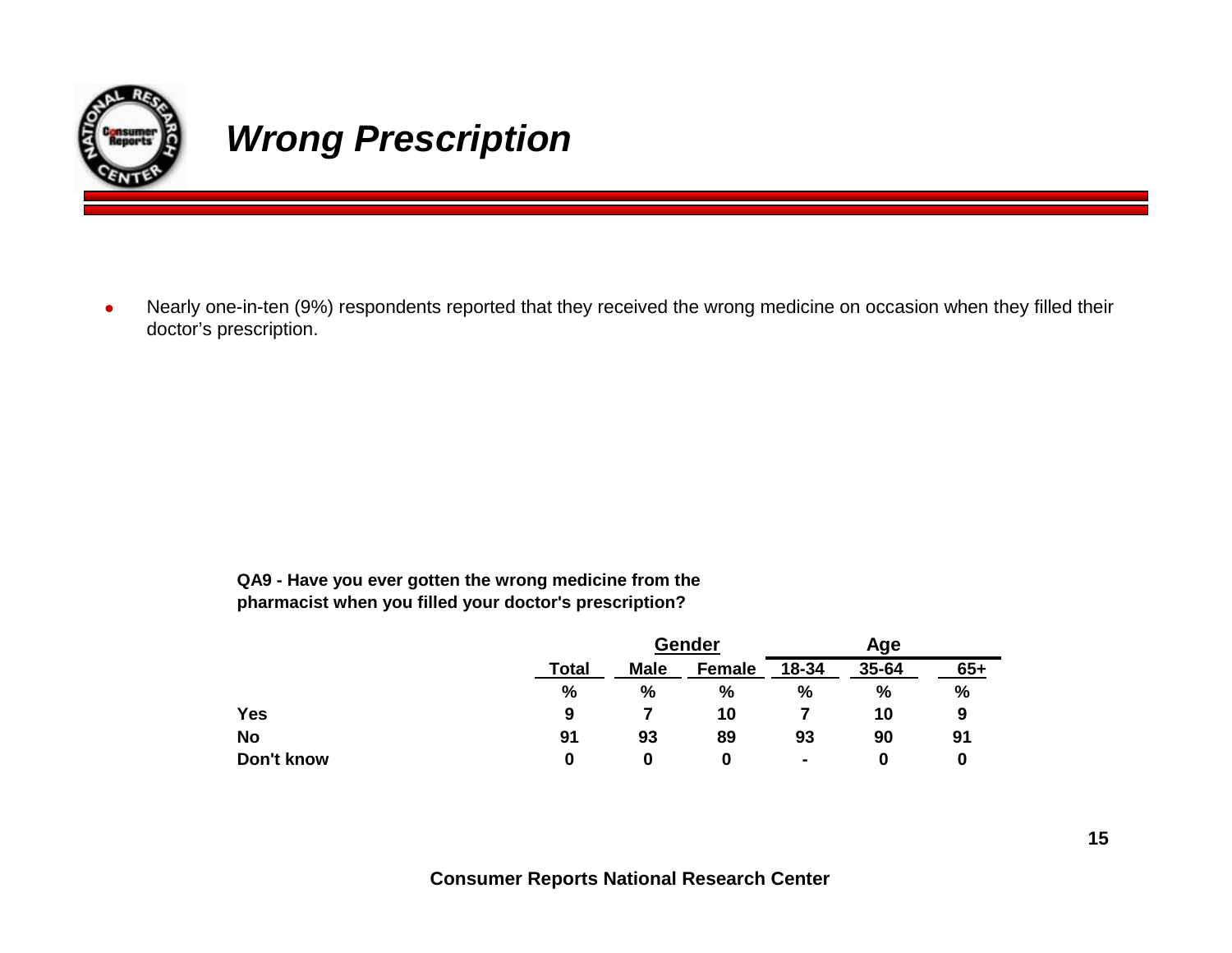# *Wrong Prescription*

- Nearly one-in-ten (9%) respondents reported that they received the wrong medicine on occasion when they filled their doctor's prescription.

**QA9 - Have you ever gotten the wrong medicine from the pharmacist when you filled your doctor's prescription?**

| | | Gender | | Age | | |
|---|---|---|---|---|---|---|
| | **Total** | **Male** | **Female** | **18-34** | **35-64** | **65+** |
| | **%** | **%** | **%** | **%** | **%** | **%** |
| **Yes** | **9** | **7** | **10** | **7** | **10** | **9** |
| **No** | **91** | **93** | **89** | **93** | **90** | **91** |
| **Don't know** | **0** | **0** | **0** | **-** | **0** | **0** |

**Consumer Reports National Research Center**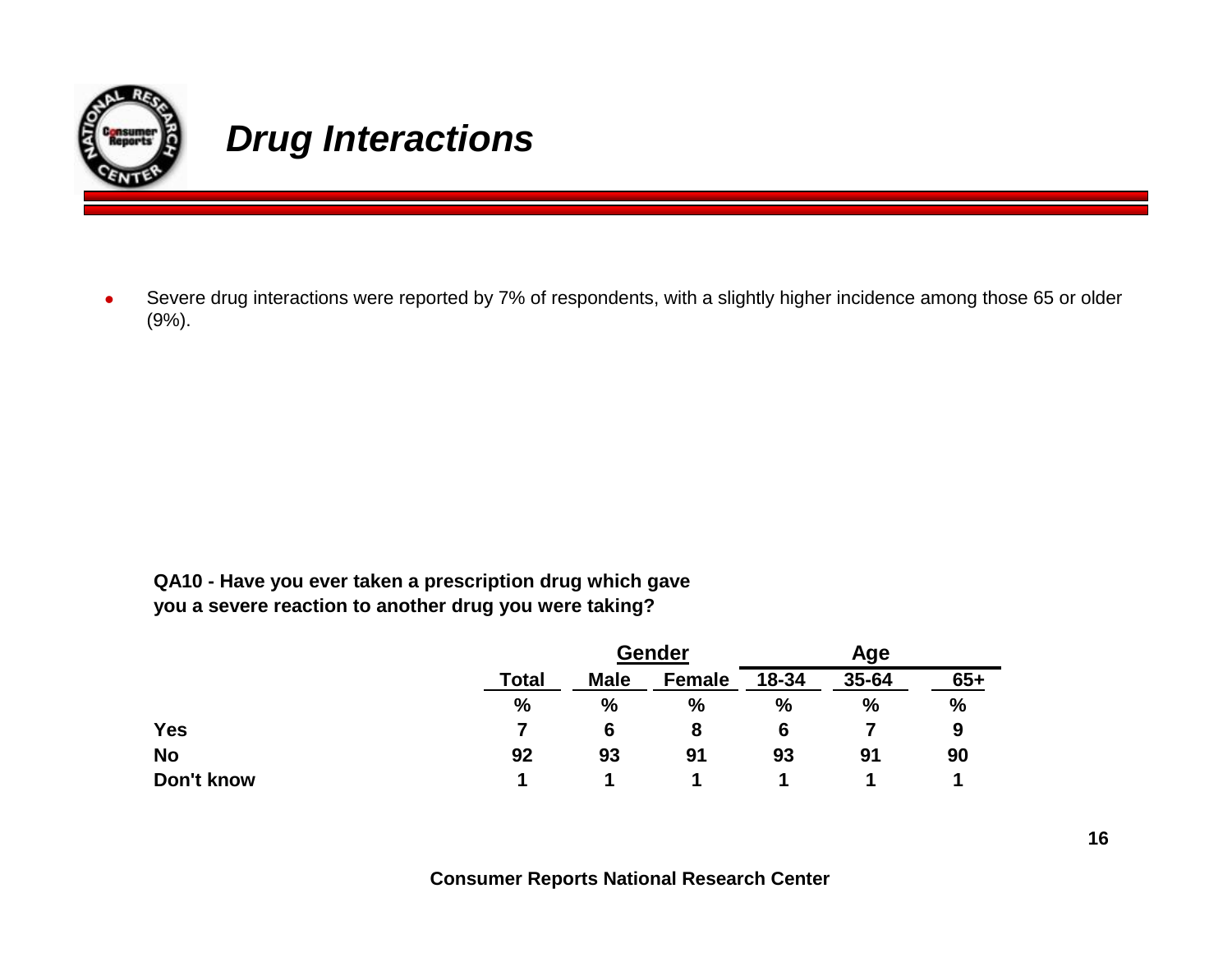# Drug Interactions

- Severe drug interactions were reported by 7% of respondents, with a slightly higher incidence among those 65 or older (9%).

**QA10 - Have you ever taken a prescription drug which gave you a severe reaction to another drug you were taking?**

| | | Gender | | Age | | |
|---|---|---|---|---|---|---|
| | Total | Male | Female | 18-34 | 35-64 | 65+ |
| | % | % | % | % | % | % |
| **Yes** | 7 | 6 | 8 | 6 | 7 | 9 |
| **No** | 92 | 93 | 91 | 93 | 91 | 90 |
| **Don't know** | 1 | 1 | 1 | 1 | 1 | 1 |

**Consumer Reports National Research Center**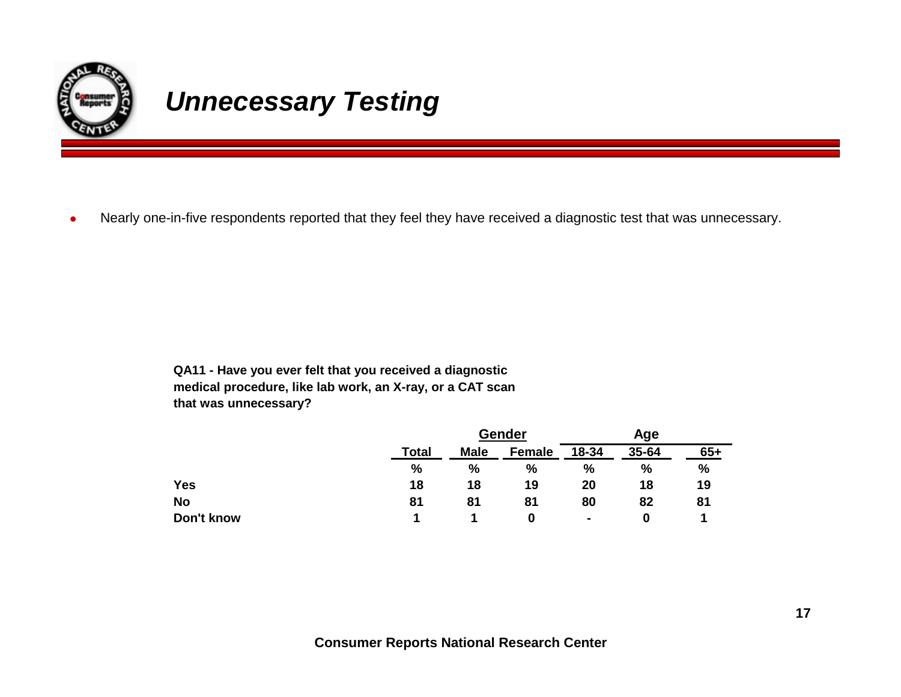# *Unnecessary Testing*

- Nearly one-in-five respondents reported that they feel they have received a diagnostic test that was unnecessary.

**QA11 - Have you ever felt that you received a diagnostic medical procedure, like lab work, an X-ray, or a CAT scan that was unnecessary?**

| | | Gender | | Age | | |
|---|---|---|---|---|---|---|
| | Total | Male | Female | 18-34 | 35-64 | 65+ |
| | % | % | % | % | % | % |
| **Yes** | 18 | 18 | 19 | 20 | 18 | 19 |
| **No** | 81 | 81 | 81 | 80 | 82 | 81 |
| **Don't know** | 1 | 1 | 0 | - | 0 | 1 |

**Consumer Reports National Research Center**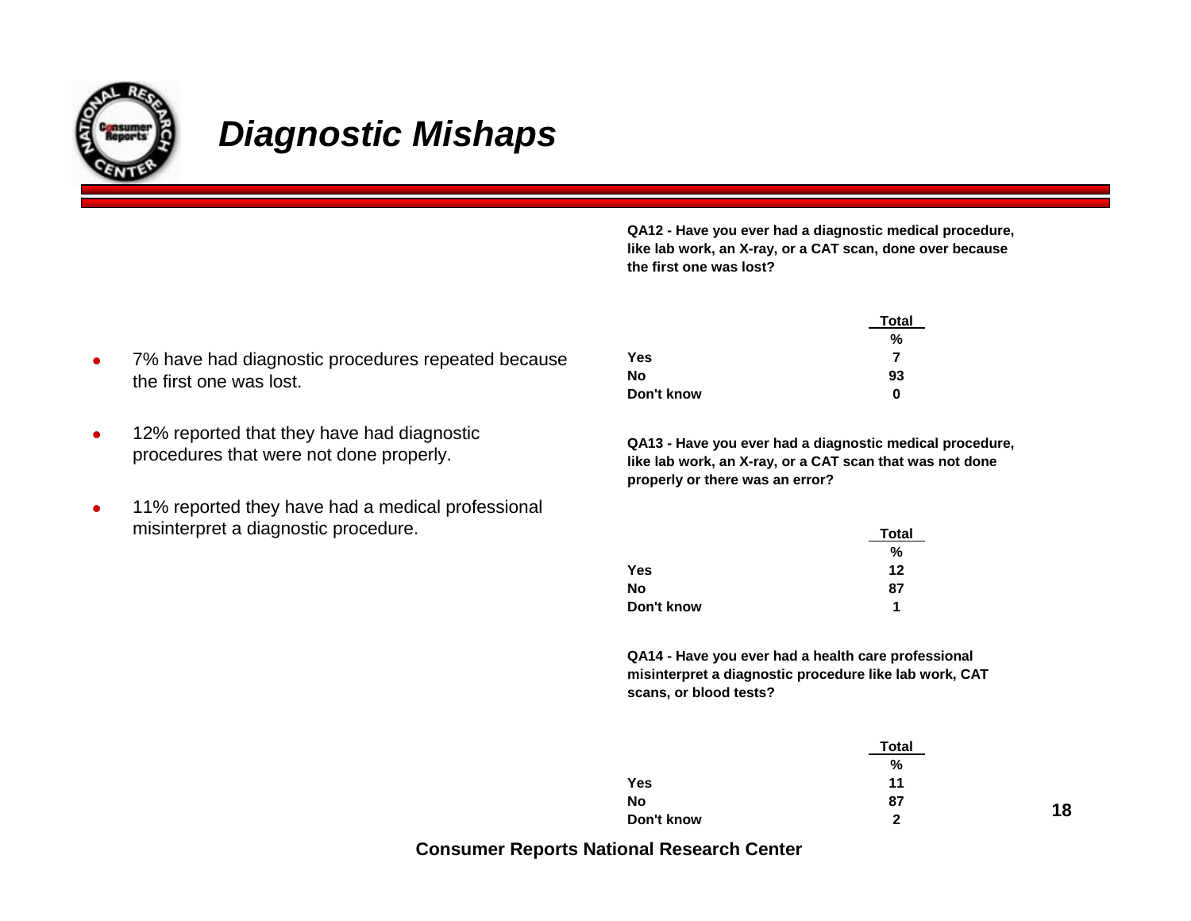# *Diagnostic Mishaps*

- 7% have had diagnostic procedures repeated because the first one was lost.
- 12% reported that they have had diagnostic procedures that were not done properly.
- 11% reported they have had a medical professional misinterpret a diagnostic procedure.

**QA12 - Have you ever had a diagnostic medical procedure, like lab work, an X-ray, or a CAT scan, done over because the first one was lost?**

| | Total |
|---|---|
| | % |
| **Yes** | 7 |
| **No** | 93 |
| **Don't know** | 0 |

**QA13 - Have you ever had a diagnostic medical procedure, like lab work, an X-ray, or a CAT scan that was not done properly or there was an error?**

| | Total |
|---|---|
| | % |
| **Yes** | 12 |
| **No** | 87 |
| **Don't know** | 1 |

**QA14 - Have you ever had a health care professional misinterpret a diagnostic procedure like lab work, CAT scans, or blood tests?**

| | Total |
|---|---|
| | % |
| **Yes** | 11 |
| **No** | 87 |
| **Don't know** | 2 |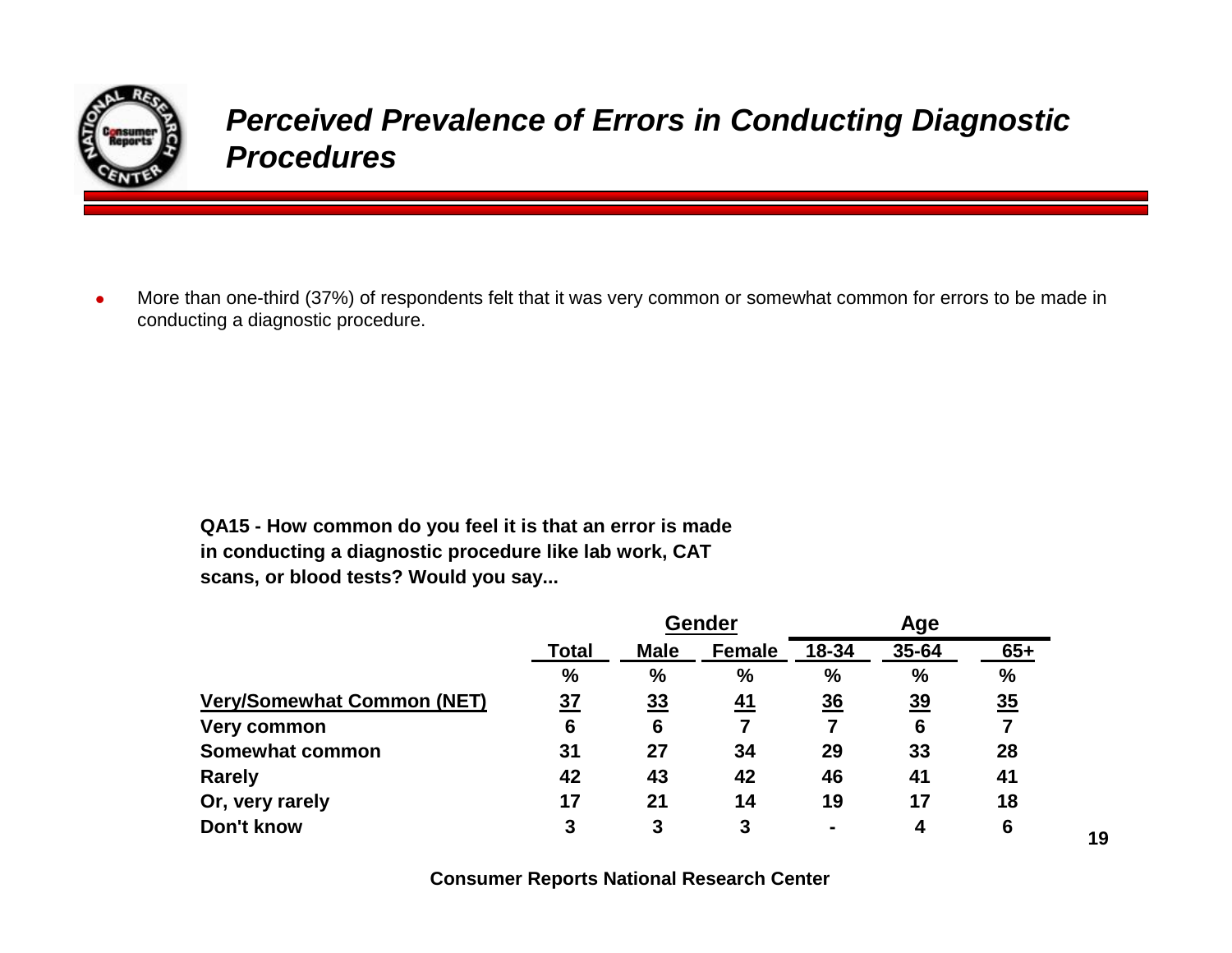# *Perceived Prevalence of Errors in Conducting Diagnostic Procedures*

- More than one-third (37%) of respondents felt that it was very common or somewhat common for errors to be made in conducting a diagnostic procedure.

**QA15 - How common do you feel it is that an error is made in conducting a diagnostic procedure like lab work, CAT scans, or blood tests? Would you say...**

| | | Gender | | Age | | |
|---|---|---|---|---|---|---|
| | **Total** | **Male** | **Female** | **18-34** | **35-64** | **65+** |
| | **%** | **%** | **%** | **%** | **%** | **%** |
| **Very/Somewhat Common (NET)** | **37** | **33** | **41** | **36** | **39** | **35** |
| **Very common** | **6** | **6** | **7** | **7** | **6** | **7** |
| **Somewhat common** | **31** | **27** | **34** | **29** | **33** | **28** |
| **Rarely** | **42** | **43** | **42** | **46** | **41** | **41** |
| **Or, very rarely** | **17** | **21** | **14** | **19** | **17** | **18** |
| **Don't know** | **3** | **3** | **3** | **-** | **4** | **6** |

**Consumer Reports National Research Center**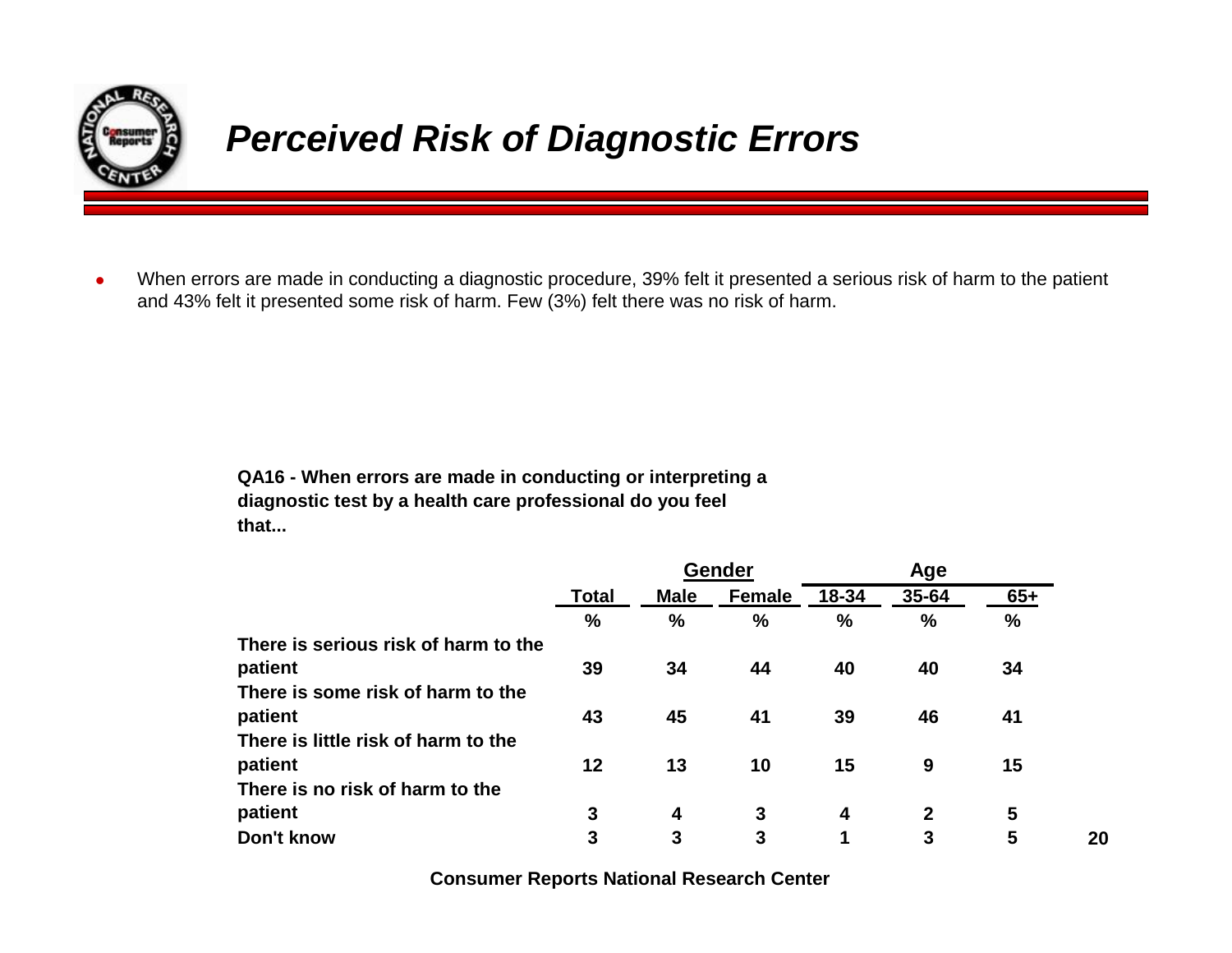# *Perceived Risk of Diagnostic Errors*

- When errors are made in conducting a diagnostic procedure, 39% felt it presented a serious risk of harm to the patient and 43% felt it presented some risk of harm. Few (3%) felt there was no risk of harm.

**QA16 - When errors are made in conducting or interpreting a diagnostic test by a health care professional do you feel that...**

| | | Gender | | Age | | |
|---|---|---|---|---|---|---|
| | Total | Male | Female | 18-34 | 35-64 | 65+ |
| | % | % | % | % | % | % |
| There is serious risk of harm to the patient | 39 | 34 | 44 | 40 | 40 | 34 |
| There is some risk of harm to the patient | 43 | 45 | 41 | 39 | 46 | 41 |
| There is little risk of harm to the patient | 12 | 13 | 10 | 15 | 9 | 15 |
| There is no risk of harm to the patient | 3 | 4 | 3 | 4 | 2 | 5 |
| Don't know | 3 | 3 | 3 | 1 | 3 | 5 |

**Consumer Reports National Research Center**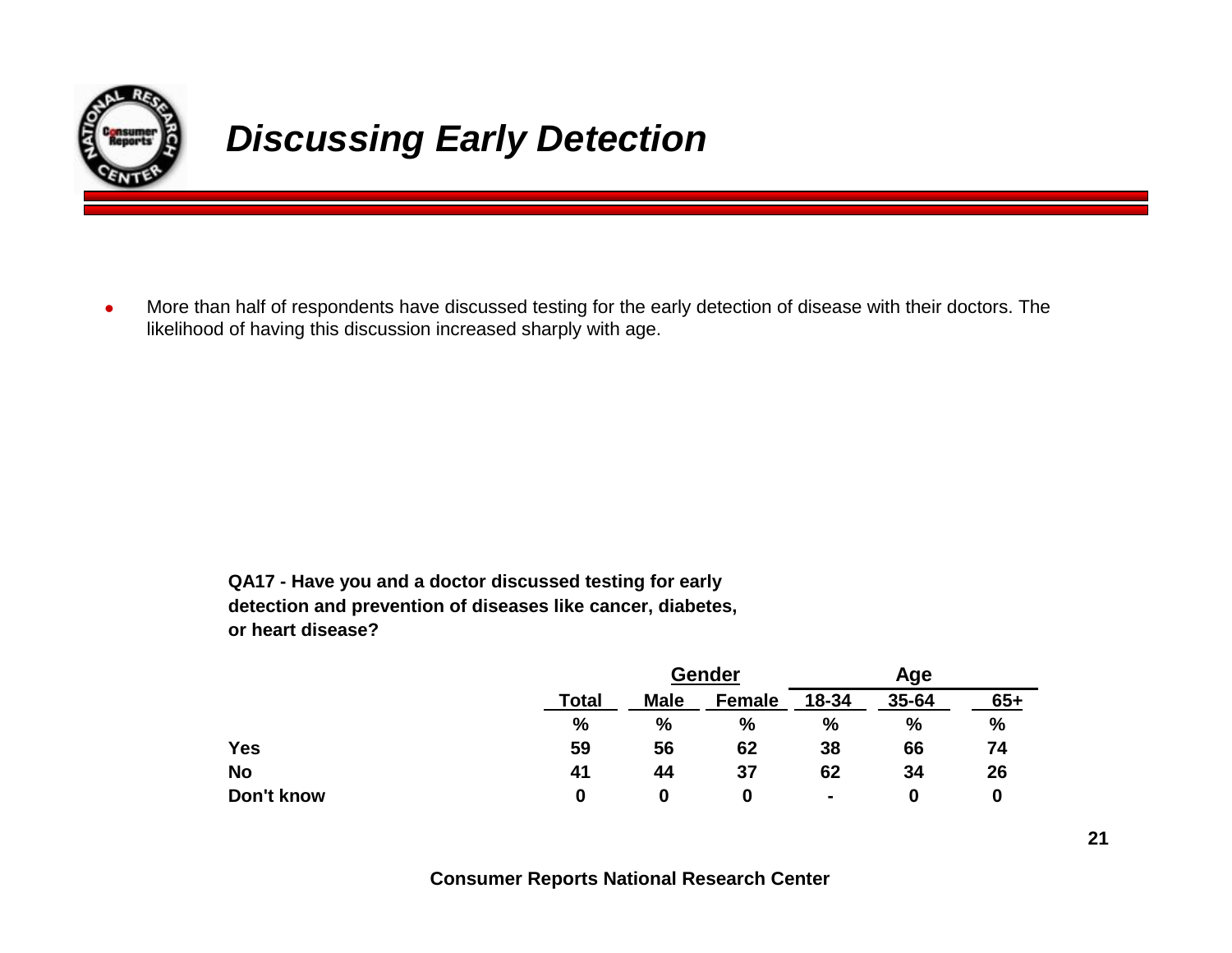# *Discussing Early Detection*

- More than half of respondents have discussed testing for the early detection of disease with their doctors. The likelihood of having this discussion increased sharply with age.

**QA17 - Have you and a doctor discussed testing for early detection and prevention of diseases like cancer, diabetes, or heart disease?**

| | | Gender | | Age | | |
|---|---|---|---|---|---|---|
| | **Total** | **Male** | **Female** | **18-34** | **35-64** | **65+** |
| | **%** | **%** | **%** | **%** | **%** | **%** |
| **Yes** | **59** | **56** | **62** | **38** | **66** | **74** |
| **No** | **41** | **44** | **37** | **62** | **34** | **26** |
| **Don't know** | **0** | **0** | **0** | **-** | **0** | **0** |

**Consumer Reports National Research Center**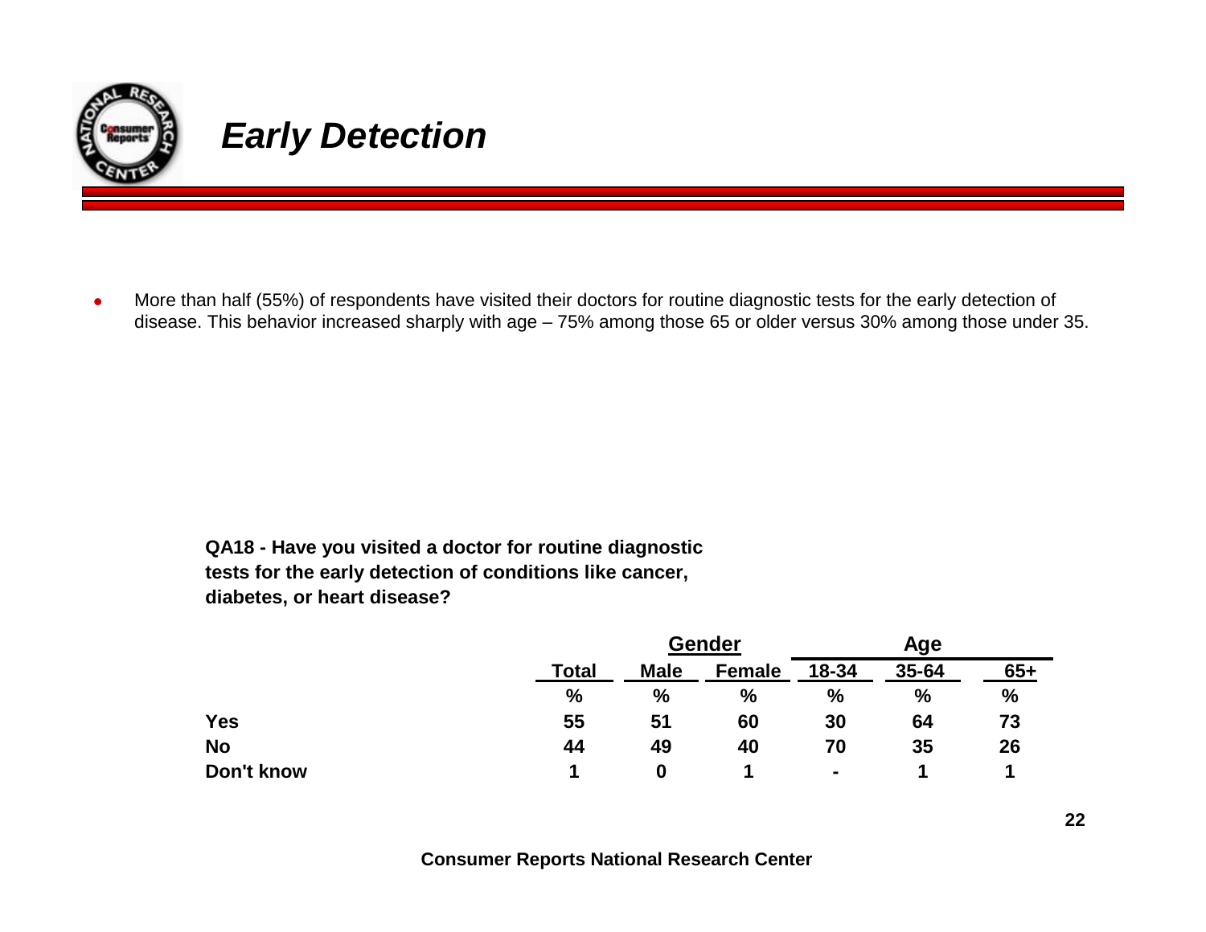# *Early Detection*

- More than half (55%) of respondents have visited their doctors for routine diagnostic tests for the early detection of disease. This behavior increased sharply with age – 75% among those 65 or older versus 30% among those under 35.

**QA18 - Have you visited a doctor for routine diagnostic tests for the early detection of conditions like cancer, diabetes, or heart disease?**

| | | Gender | | Age | | |
|---|---|---|---|---|---|---|
| | Total | Male | Female | 18-34 | 35-64 | 65+ |
| | % | % | % | % | % | % |
| **Yes** | 55 | 51 | 60 | 30 | 64 | 73 |
| **No** | 44 | 49 | 40 | 70 | 35 | 26 |
| **Don't know** | 1 | 0 | 1 | - | 1 | 1 |

**Consumer Reports National Research Center**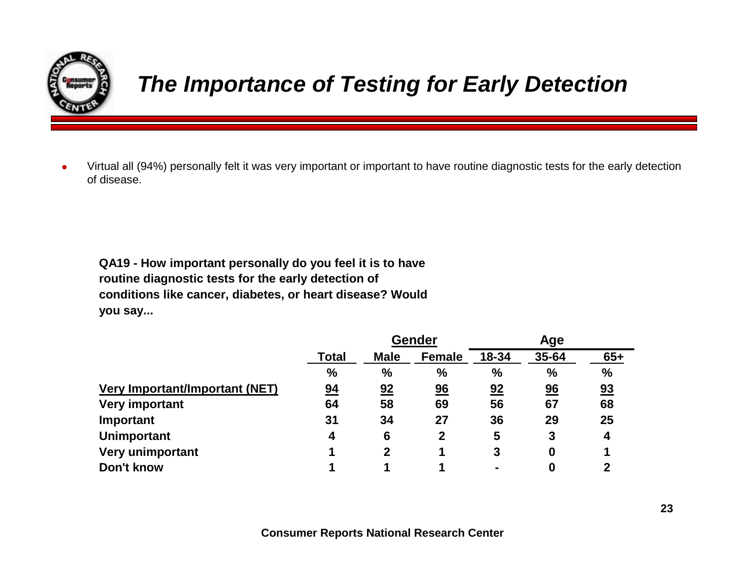# *The Importance of Testing for Early Detection*

- Virtual all (94%) personally felt it was very important or important to have routine diagnostic tests for the early detection of disease.

**QA19 - How important personally do you feel it is to have routine diagnostic tests for the early detection of conditions like cancer, diabetes, or heart disease? Would you say...**

| | | Gender | | Age | | |
|---|---|---|---|---|---|---|
| | **Total** | **Male** | **Female** | **18-34** | **35-64** | **65+** |
| | **%** | **%** | **%** | **%** | **%** | **%** |
| **Very Important/Important (NET)** | **94** | **92** | **96** | **92** | **96** | **93** |
| **Very important** | **64** | **58** | **69** | **56** | **67** | **68** |
| **Important** | **31** | **34** | **27** | **36** | **29** | **25** |
| **Unimportant** | **4** | **6** | **2** | **5** | **3** | **4** |
| **Very unimportant** | **1** | **2** | **1** | **3** | **0** | **1** |
| **Don't know** | **1** | **1** | **1** | **-** | **0** | **2** |

**Consumer Reports National Research Center**